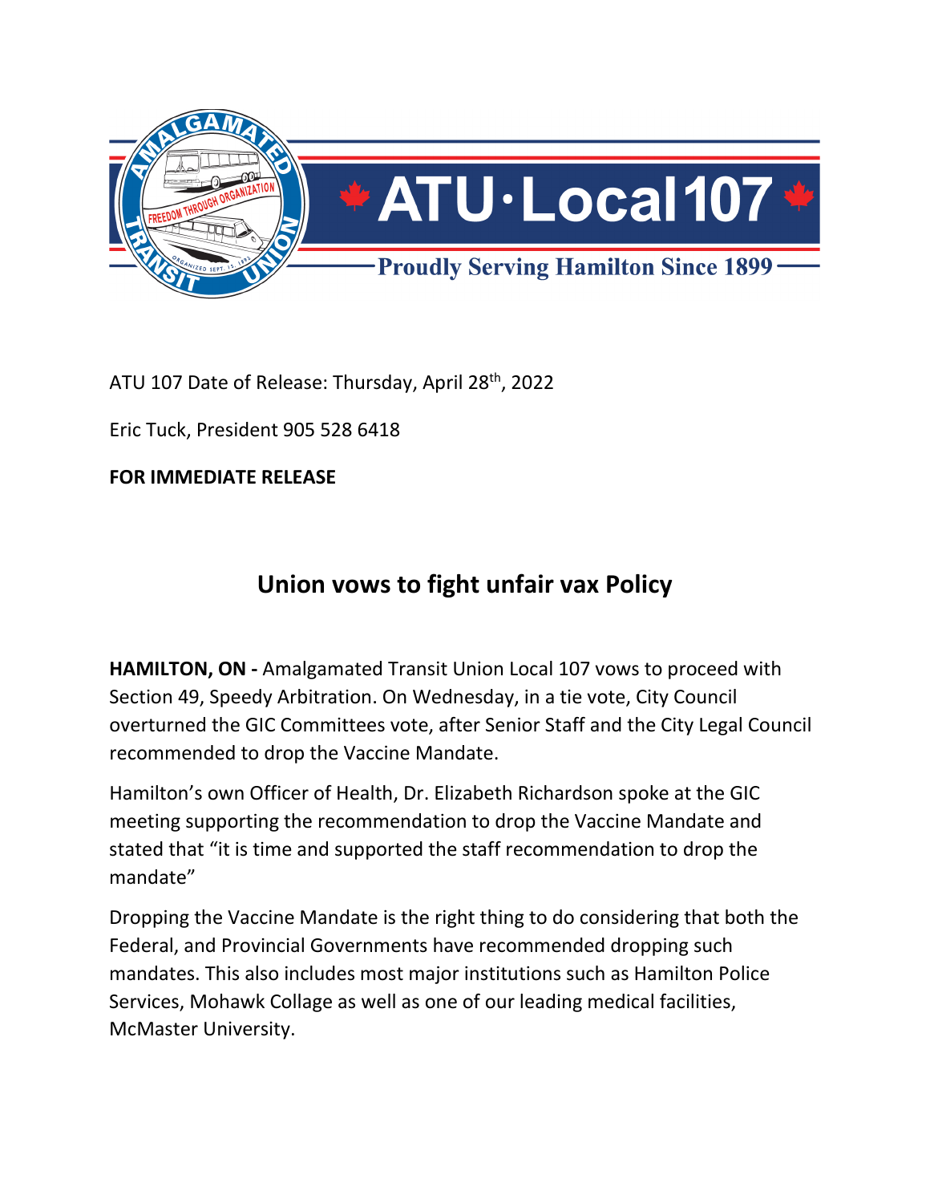ATU 107 Date of Release: Thursday, April 28th, 2022

Eric Tuck, President 905 528 6418

**FOR IMMEDIATE RELEASE**

## Union vows to fight unfair vax Policy

**HAMILTON, ON -** Amalgamated Transit Union Local 107 vows to proceed with Section 49, Speedy Arbitration. On Wednesday, in a tie vote, City Council overturned the GIC Committees vote, after Senior Staff and the City Legal Council recommended to drop the Vaccine Mandate.

Hamilton's own Officer of Health, Dr. Elizabeth Richardson spoke at the GIC meeting supporting the recommendation to drop the Vaccine Mandate and stated that "it is time and supported the staff recommendation to drop the mandate"

Dropping the Vaccine Mandate is the right thing to do considering that both the Federal, and Provincial Governments have recommended dropping such mandates. This also includes most major institutions such as Hamilton Police Services, Mohawk Collage as well as one of our leading medical facilities, McMaster University.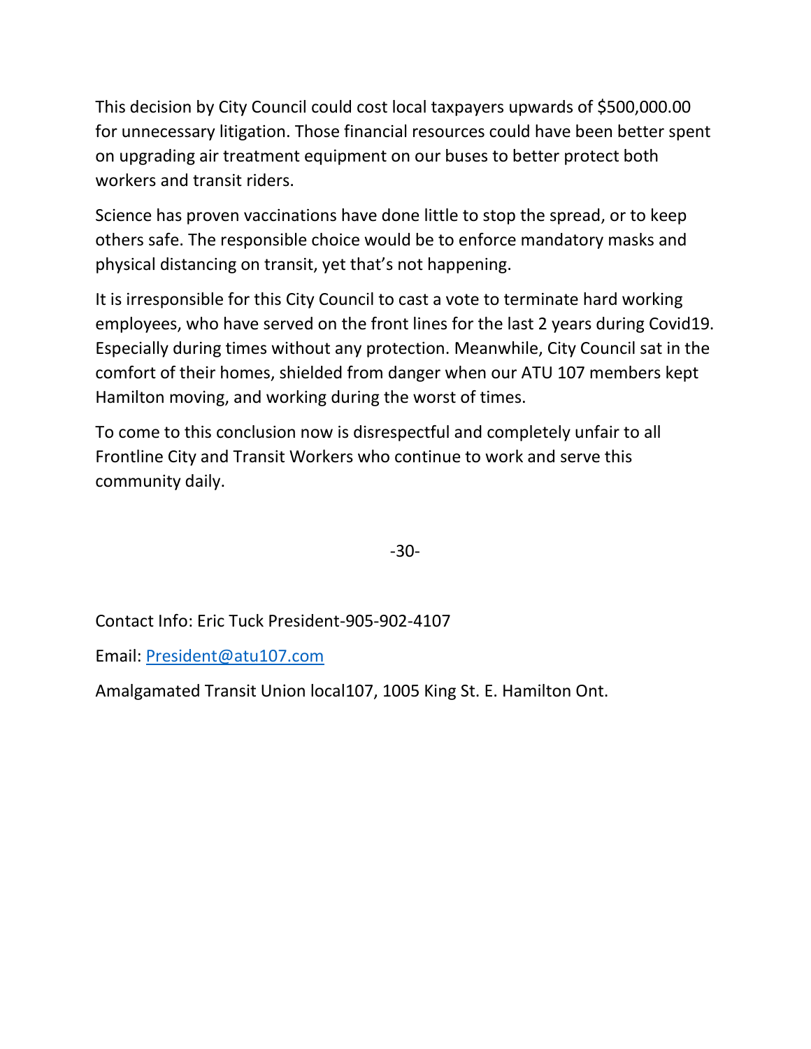This decision by City Council could cost local taxpayers upwards of $500,000.00 for unnecessary litigation. Those financial resources could have been better spent on upgrading air treatment equipment on our buses to better protect both workers and transit riders.

Science has proven vaccinations have done little to stop the spread, or to keep others safe. The responsible choice would be to enforce mandatory masks and physical distancing on transit, yet that's not happening.

It is irresponsible for this City Council to cast a vote to terminate hard working employees, who have served on the front lines for the last 2 years during Covid19. Especially during times without any protection. Meanwhile, City Council sat in the comfort of their homes, shielded from danger when our ATU 107 members kept Hamilton moving, and working during the worst of times.

To come to this conclusion now is disrespectful and completely unfair to all Frontline City and Transit Workers who continue to work and serve this community daily.

-30-

Contact Info: Eric Tuck President-905-902-4107

Email: [President@atu107.com](mailto:President@atu107.com)

Amalgamated Transit Union local107, 1005 King St. E. Hamilton Ont.